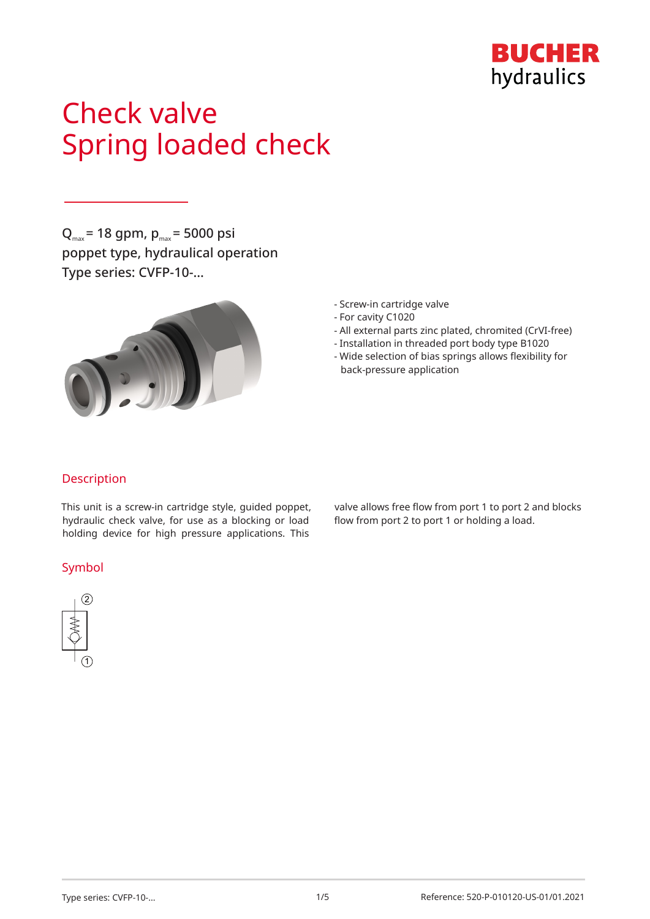# Check valve
# Spring loaded check

$Q_{max}$ = 18 gpm, $p_{max}$ = 5000 psi
poppet type, hydraulical operation
Type series: CVFP-10-...

- Screw-in cartridge valve
- For cavity C1020
- All external parts zinc plated, chromited (CrVI-free)
- Installation in threaded port body type B1020
- Wide selection of bias springs allows flexibility for back-pressure application

## Description

This unit is a screw-in cartridge style, guided poppet, hydraulic check valve, for use as a blocking or load holding device for high pressure applications. This valve allows free flow from port 1 to port 2 and blocks flow from port 2 to port 1 or holding a load.

## Symbol

②

①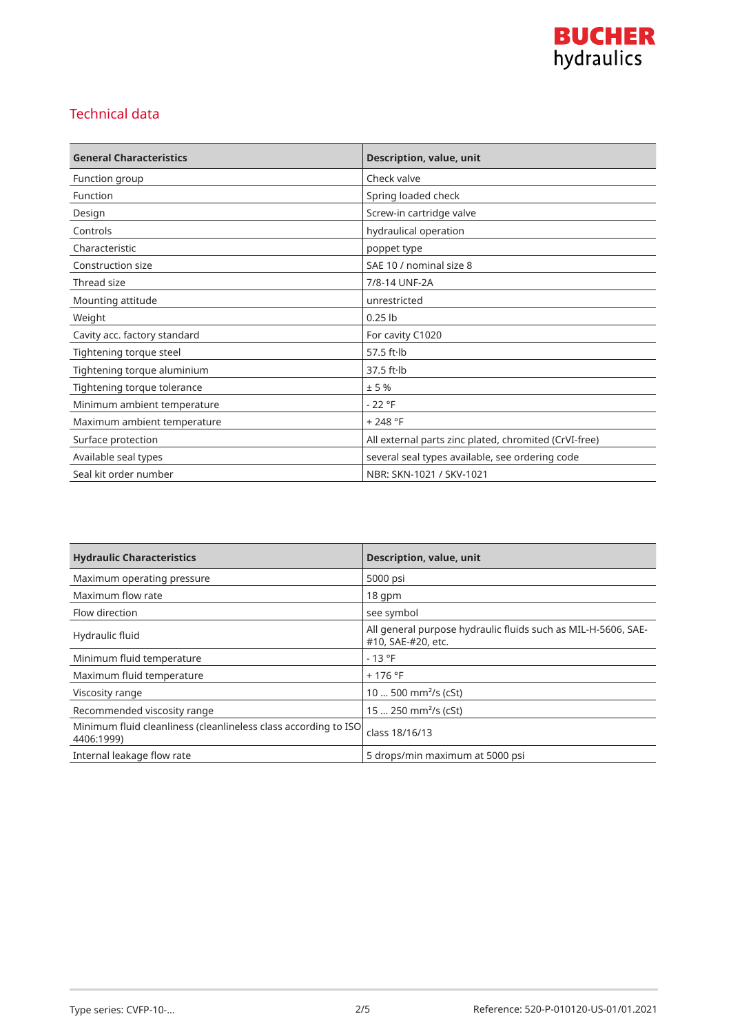## Technical data

| General Characteristics | Description, value, unit |
|---|---|
| Function group | Check valve |
| Function | Spring loaded check |
| Design | Screw-in cartridge valve |
| Controls | hydraulical operation |
| Characteristic | poppet type |
| Construction size | SAE 10 / nominal size 8 |
| Thread size | 7/8-14 UNF-2A |
| Mounting attitude | unrestricted |
| Weight | 0.25 lb |
| Cavity acc. factory standard | For cavity C1020 |
| Tightening torque steel | 57.5 ft·lb |
| Tightening torque aluminium | 37.5 ft·lb |
| Tightening torque tolerance | ± 5 % |
| Minimum ambient temperature | - 22 °F |
| Maximum ambient temperature | + 248 °F |
| Surface protection | All external parts zinc plated, chromited (CrVI-free) |
| Available seal types | several seal types available, see ordering code |
| Seal kit order number | NBR: SKN-1021 / SKV-1021 |

| Hydraulic Characteristics | Description, value, unit |
|---|---|
| Maximum operating pressure | 5000 psi |
| Maximum flow rate | 18 gpm |
| Flow direction | see symbol |
| Hydraulic fluid | All general purpose hydraulic fluids such as MIL-H-5606, SAE-#10, SAE-#20, etc. |
| Minimum fluid temperature | - 13 °F |
| Maximum fluid temperature | + 176 °F |
| Viscosity range | 10 ... 500 $mm^2/s$ (cSt) |
| Recommended viscosity range | 15 ... 250 $mm^2/s$ (cSt) |
| Minimum fluid cleanliness (cleanlineless class according to ISO 4406:1999) | class 18/16/13 |
| Internal leakage flow rate | 5 drops/min maximum at 5000 psi |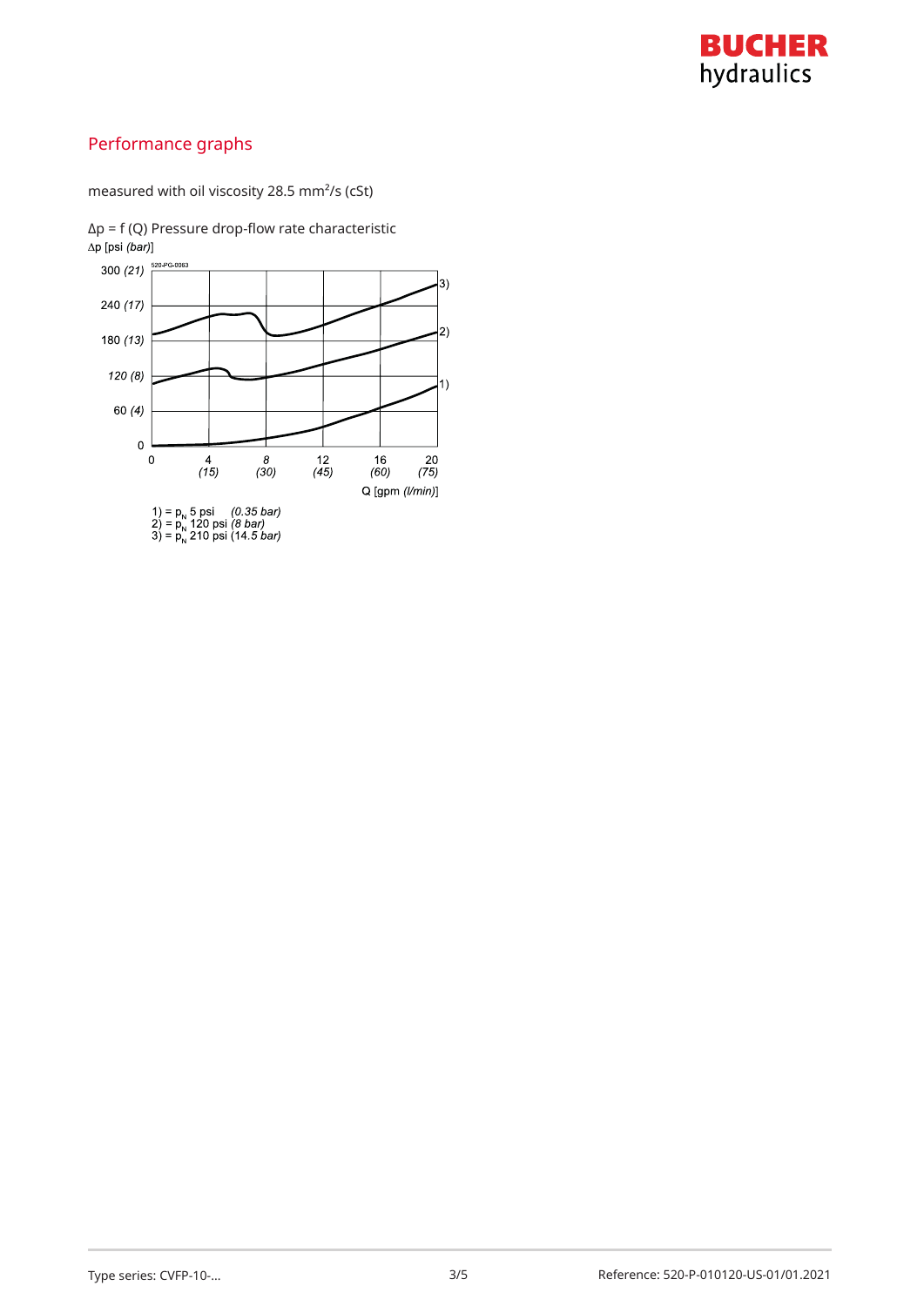## Performance graphs

measured with oil viscosity 28.5 mm²/s (cSt)

Δp = f (Q) Pressure drop-flow rate characteristic

Δp [psi *(bar)*]

Q [gpm *(l/min)*]

1) = $p_N$ 5 psi *(0.35 bar)*
2) = $p_N$ 120 psi *(8 bar)*
3) = $p_N$ 210 psi *(14.5 bar)*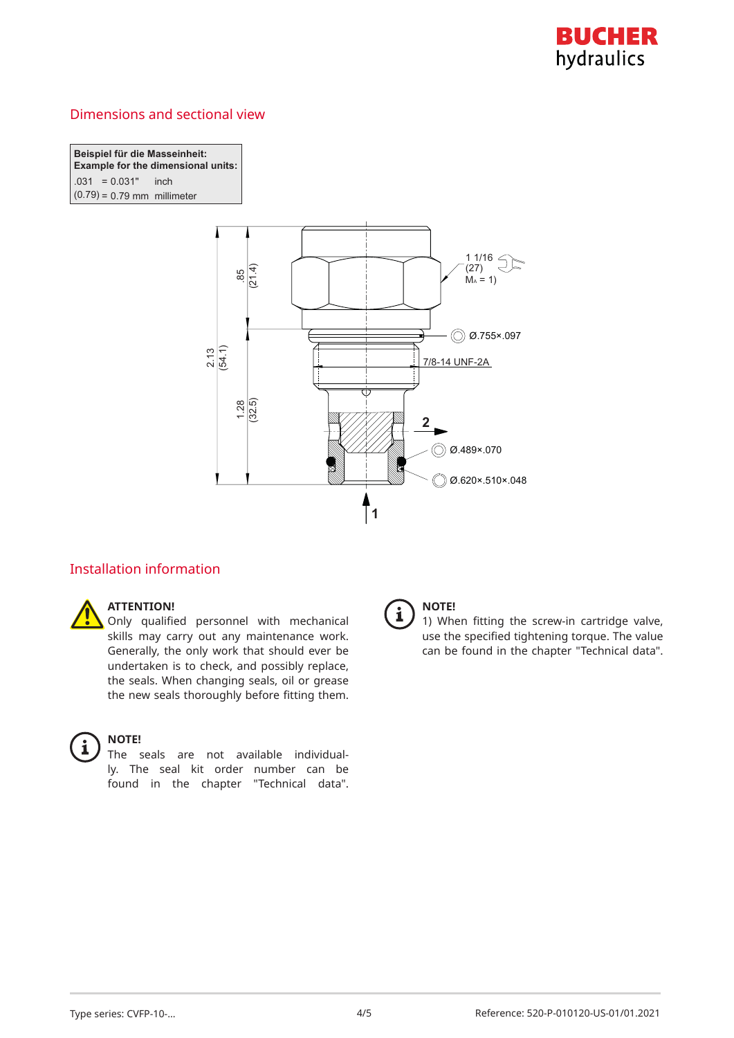## Dimensions and sectional view

| Beispiel für die Masseinheit: Example for the dimensional units: | | |
|---|---|---|
| .031 | = 0.031" | inch |
| (0.79) | = 0.79 mm | millimeter |

## Installation information

**ATTENTION!**
Only qualified personnel with mechanical skills may carry out any maintenance work. Generally, the only work that should ever be undertaken is to check, and possibly replace, the seals. When changing seals, oil or grease the new seals thoroughly before fitting them.

**NOTE!**
The seals are not available individually. The seal kit order number can be found in the chapter "Technical data".

**NOTE!**
1) When fitting the screw-in cartridge valve, use the specified tightening torque. The value can be found in the chapter "Technical data".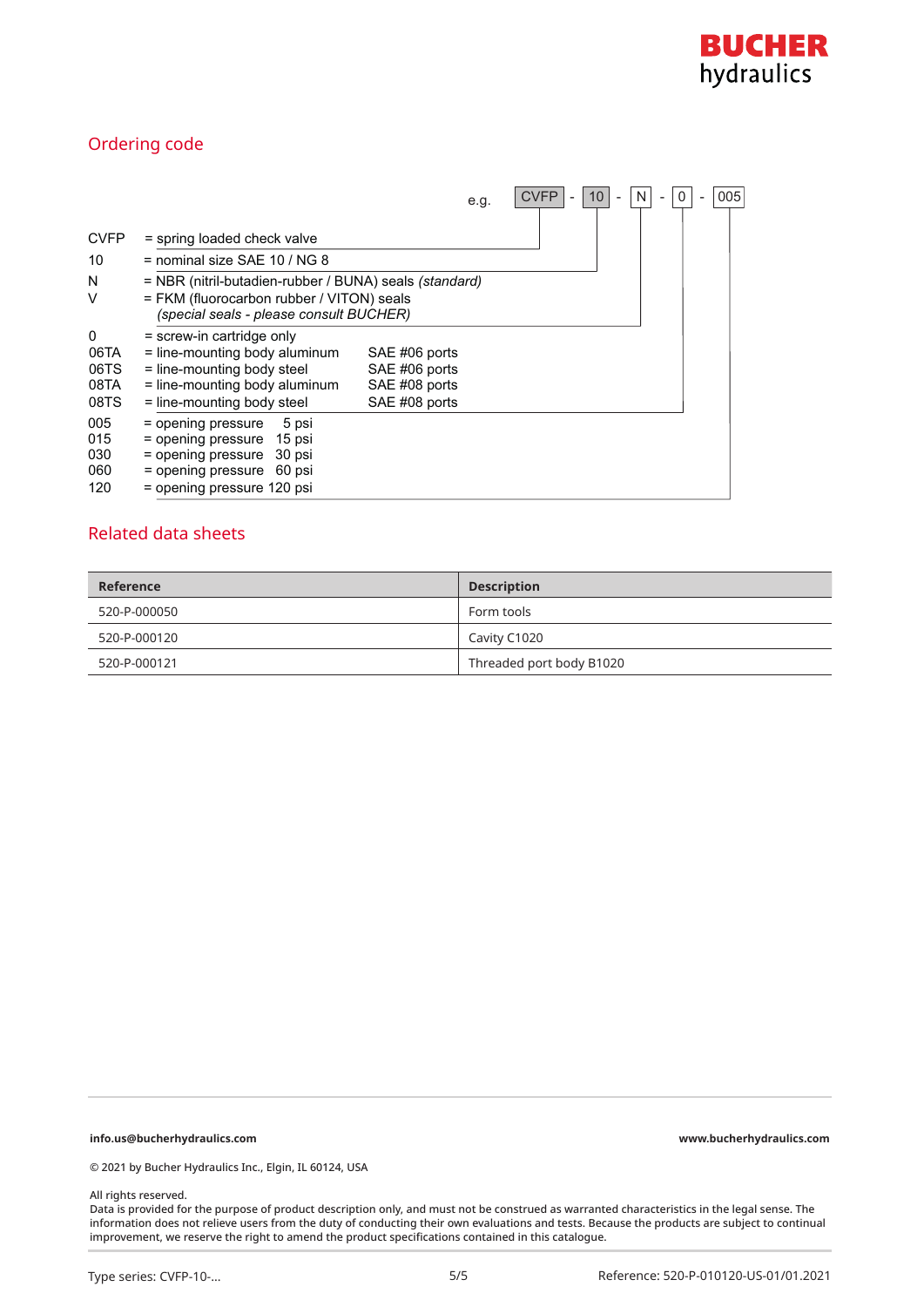## Ordering code

e.g. CVFP - 10 - N - 0 - 005

| | | |
|---|---|---|
| CVFP | = spring loaded check valve | |
| 10 | = nominal size SAE 10 / NG 8 | |
| N | = NBR (nitril-butadien-rubber / BUNA) seals *(standard)* | |
| V | = FKM (fluorocarbon rubber / VITON) seals *(special seals - please consult BUCHER)* | |
| 0 | = screw-in cartridge only | |
| 06TA | = line-mounting body aluminum | SAE #06 ports |
| 06TS | = line-mounting body steel | SAE #06 ports |
| 08TA | = line-mounting body aluminum | SAE #08 ports |
| 08TS | = line-mounting body steel | SAE #08 ports |
| 005 | = opening pressure 5 psi | |
| 015 | = opening pressure 15 psi | |
| 030 | = opening pressure 30 psi | |
| 060 | = opening pressure 60 psi | |
| 120 | = opening pressure 120 psi | |

## Related data sheets

| Reference | Description |
|---|---|
| 520-P-000050 | Form tools |
| 520-P-000120 | Cavity C1020 |
| 520-P-000121 | Threaded port body B1020 |

**info.us@bucherhydraulics.com** **www.bucherhydraulics.com**

© 2021 by Bucher Hydraulics Inc., Elgin, IL 60124, USA

All rights reserved.
Data is provided for the purpose of product description only, and must not be construed as warranted characteristics in the legal sense. The information does not relieve users from the duty of conducting their own evaluations and tests. Because the products are subject to continual improvement, we reserve the right to amend the product specifications contained in this catalogue.

Type series: CVFP-10-... Reference: 520-P-010120-US-01/01.2021